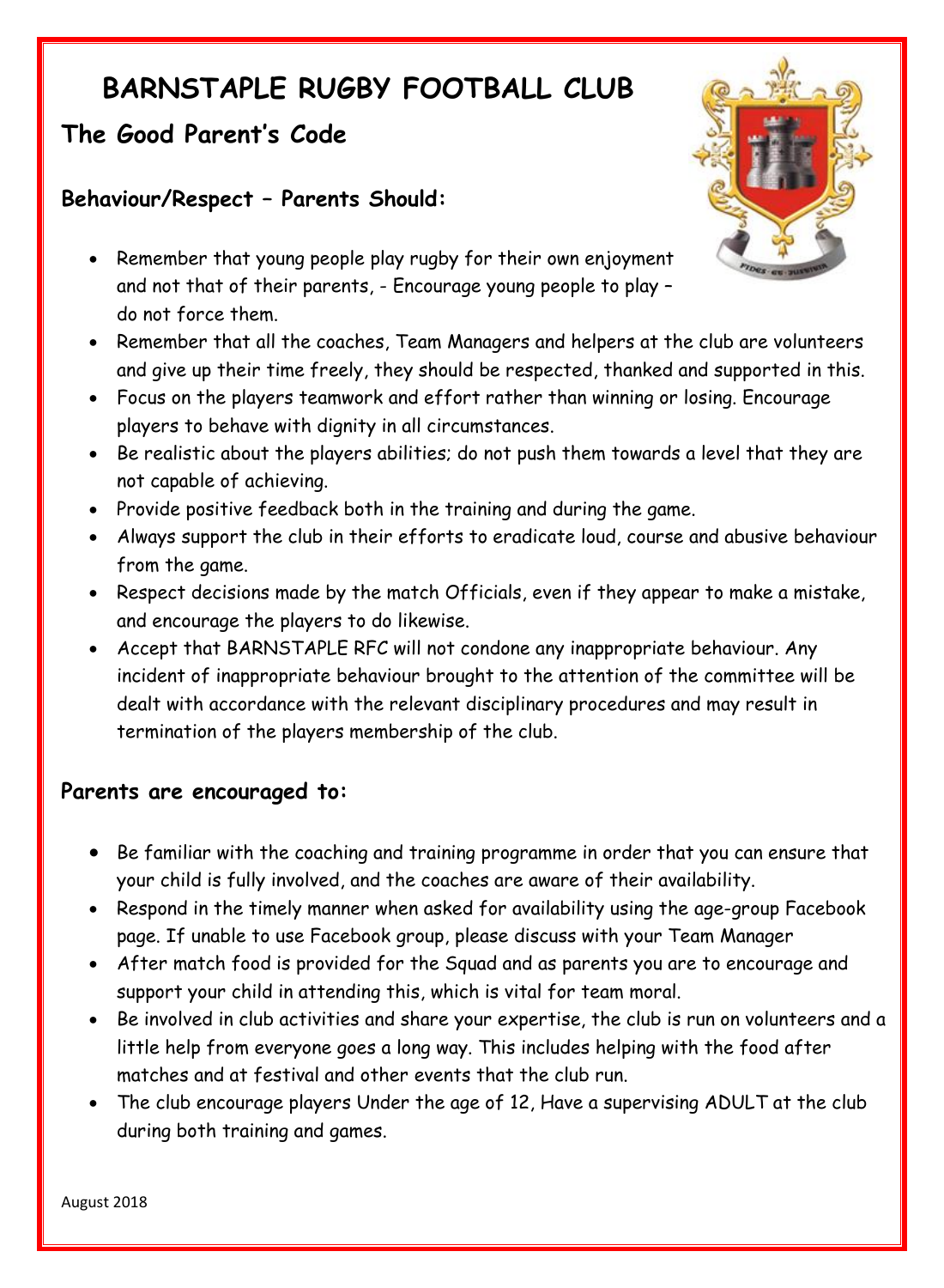# BARNSTAPLE RUGBY FOOTBALL CLUB

## The Good Parent's Code

### Behaviour/Respect – Parents Should:

- Remember that young people play rugby for their own enjoyment and not that of their parents, - Encourage young people to play – do not force them.
- Remember that all the coaches, Team Managers and helpers at the club are volunteers and give up their time freely, they should be respected, thanked and supported in this.
- Focus on the players teamwork and effort rather than winning or losing. Encourage players to behave with dignity in all circumstances.
- Be realistic about the players abilities; do not push them towards a level that they are not capable of achieving.
- Provide positive feedback both in the training and during the game.
- Always support the club in their efforts to eradicate loud, course and abusive behaviour from the game.
- Respect decisions made by the match Officials, even if they appear to make a mistake, and encourage the players to do likewise.
- Accept that BARNSTAPLE RFC will not condone any inappropriate behaviour. Any incident of inappropriate behaviour brought to the attention of the committee will be dealt with accordance with the relevant disciplinary procedures and may result in termination of the players membership of the club.

### Parents are encouraged to:

- Be familiar with the coaching and training programme in order that you can ensure that your child is fully involved, and the coaches are aware of their availability.
- Respond in the timely manner when asked for availability using the age-group Facebook page. If unable to use Facebook group, please discuss with your Team Manager
- After match food is provided for the Squad and as parents you are to encourage and support your child in attending this, which is vital for team moral.
- Be involved in club activities and share your expertise, the club is run on volunteers and a little help from everyone goes a long way. This includes helping with the food after matches and at festival and other events that the club run.
- The club encourage players Under the age of 12, Have a supervising ADULT at the club during both training and games.

August 2018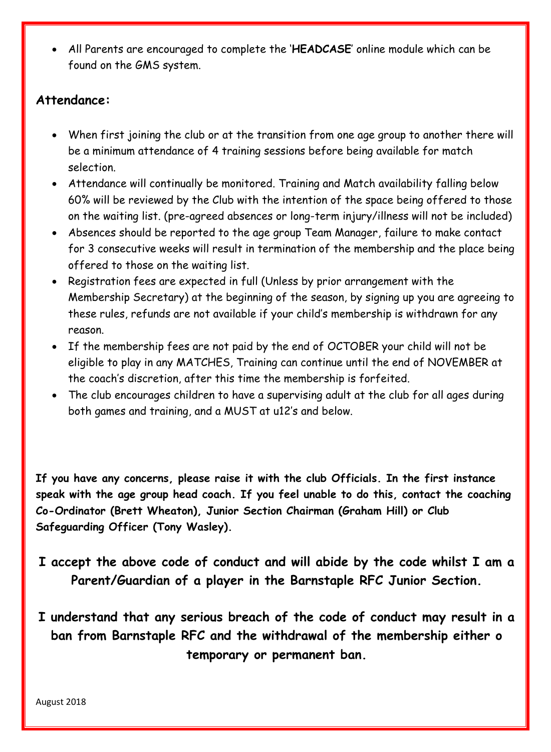- All Parents are encouraged to complete the '**HEADCASE**' online module which can be found on the GMS system.

## Attendance:

- When first joining the club or at the transition from one age group to another there will be a minimum attendance of 4 training sessions before being available for match selection.
- Attendance will continually be monitored. Training and Match availability falling below 60% will be reviewed by the Club with the intention of the space being offered to those on the waiting list. (pre-agreed absences or long-term injury/illness will not be included)
- Absences should be reported to the age group Team Manager, failure to make contact for 3 consecutive weeks will result in termination of the membership and the place being offered to those on the waiting list.
- Registration fees are expected in full (Unless by prior arrangement with the Membership Secretary) at the beginning of the season, by signing up you are agreeing to these rules, refunds are not available if your child's membership is withdrawn for any reason.
- If the membership fees are not paid by the end of OCTOBER your child will not be eligible to play in any MATCHES, Training can continue until the end of NOVEMBER at the coach's discretion, after this time the membership is forfeited.
- The club encourages children to have a supervising adult at the club for all ages during both games and training, and a MUST at u12's and below.

**If you have any concerns, please raise it with the club Officials. In the first instance speak with the age group head coach. If you feel unable to do this, contact the coaching Co-Ordinator (Brett Wheaton), Junior Section Chairman (Graham Hill) or Club Safeguarding Officer (Tony Wasley).**

**I accept the above code of conduct and will abide by the code whilst I am a Parent/Guardian of a player in the Barnstaple RFC Junior Section.**

**I understand that any serious breach of the code of conduct may result in a ban from Barnstaple RFC and the withdrawal of the membership either o temporary or permanent ban.**

August 2018